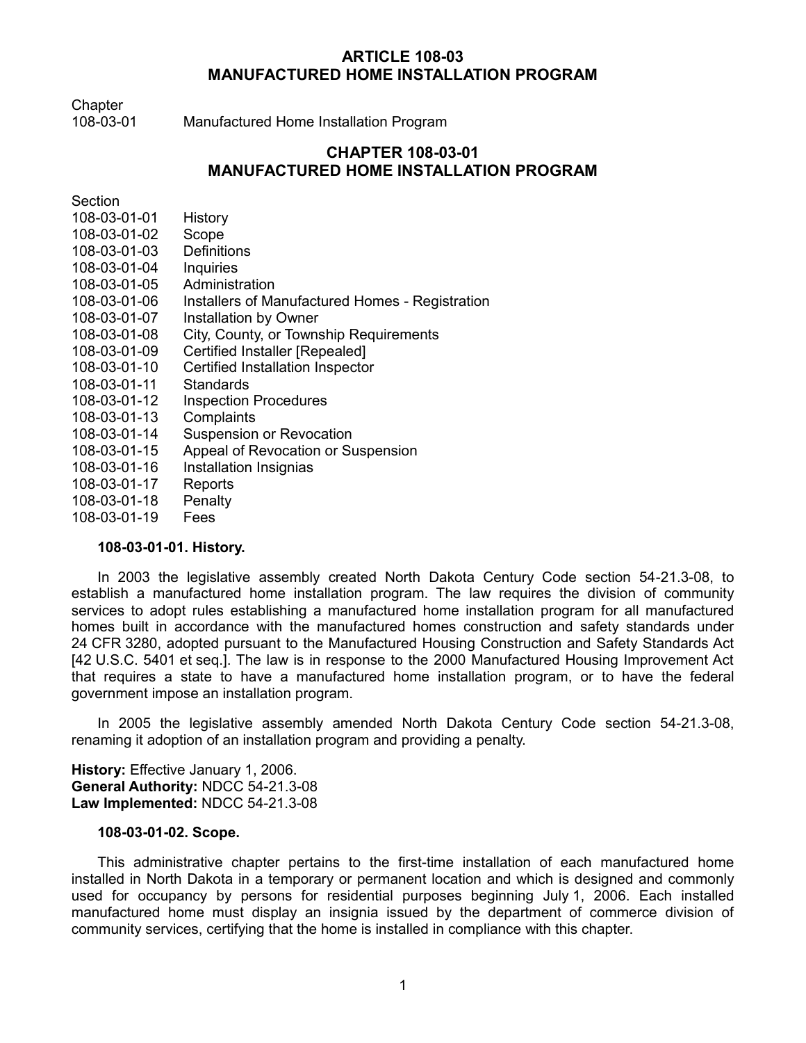# ARTICLE 108-03
# MANUFACTURED HOME INSTALLATION PROGRAM

| Chapter | |
|---|---|
| 108-03-01 | Manufactured Home Installation Program |

## CHAPTER 108-03-01
## MANUFACTURED HOME INSTALLATION PROGRAM

| Section | |
|---|---|
| 108-03-01-01 | History |
| 108-03-01-02 | Scope |
| 108-03-01-03 | Definitions |
| 108-03-01-04 | Inquiries |
| 108-03-01-05 | Administration |
| 108-03-01-06 | Installers of Manufactured Homes - Registration |
| 108-03-01-07 | Installation by Owner |
| 108-03-01-08 | City, County, or Township Requirements |
| 108-03-01-09 | Certified Installer [Repealed] |
| 108-03-01-10 | Certified Installation Inspector |
| 108-03-01-11 | Standards |
| 108-03-01-12 | Inspection Procedures |
| 108-03-01-13 | Complaints |
| 108-03-01-14 | Suspension or Revocation |
| 108-03-01-15 | Appeal of Revocation or Suspension |
| 108-03-01-16 | Installation Insignias |
| 108-03-01-17 | Reports |
| 108-03-01-18 | Penalty |
| 108-03-01-19 | Fees |

**108-03-01-01. History.**

In 2003 the legislative assembly created North Dakota Century Code section 54-21.3-08, to establish a manufactured home installation program. The law requires the division of community services to adopt rules establishing a manufactured home installation program for all manufactured homes built in accordance with the manufactured homes construction and safety standards under 24 CFR 3280, adopted pursuant to the Manufactured Housing Construction and Safety Standards Act [42 U.S.C. 5401 et seq.]. The law is in response to the 2000 Manufactured Housing Improvement Act that requires a state to have a manufactured home installation program, or to have the federal government impose an installation program.

In 2005 the legislative assembly amended North Dakota Century Code section 54-21.3-08, renaming it adoption of an installation program and providing a penalty.

**History:** Effective January 1, 2006.
**General Authority:** NDCC 54-21.3-08
**Law Implemented:** NDCC 54-21.3-08

**108-03-01-02. Scope.**

This administrative chapter pertains to the first-time installation of each manufactured home installed in North Dakota in a temporary or permanent location and which is designed and commonly used for occupancy by persons for residential purposes beginning July 1, 2006. Each installed manufactured home must display an insignia issued by the department of commerce division of community services, certifying that the home is installed in compliance with this chapter.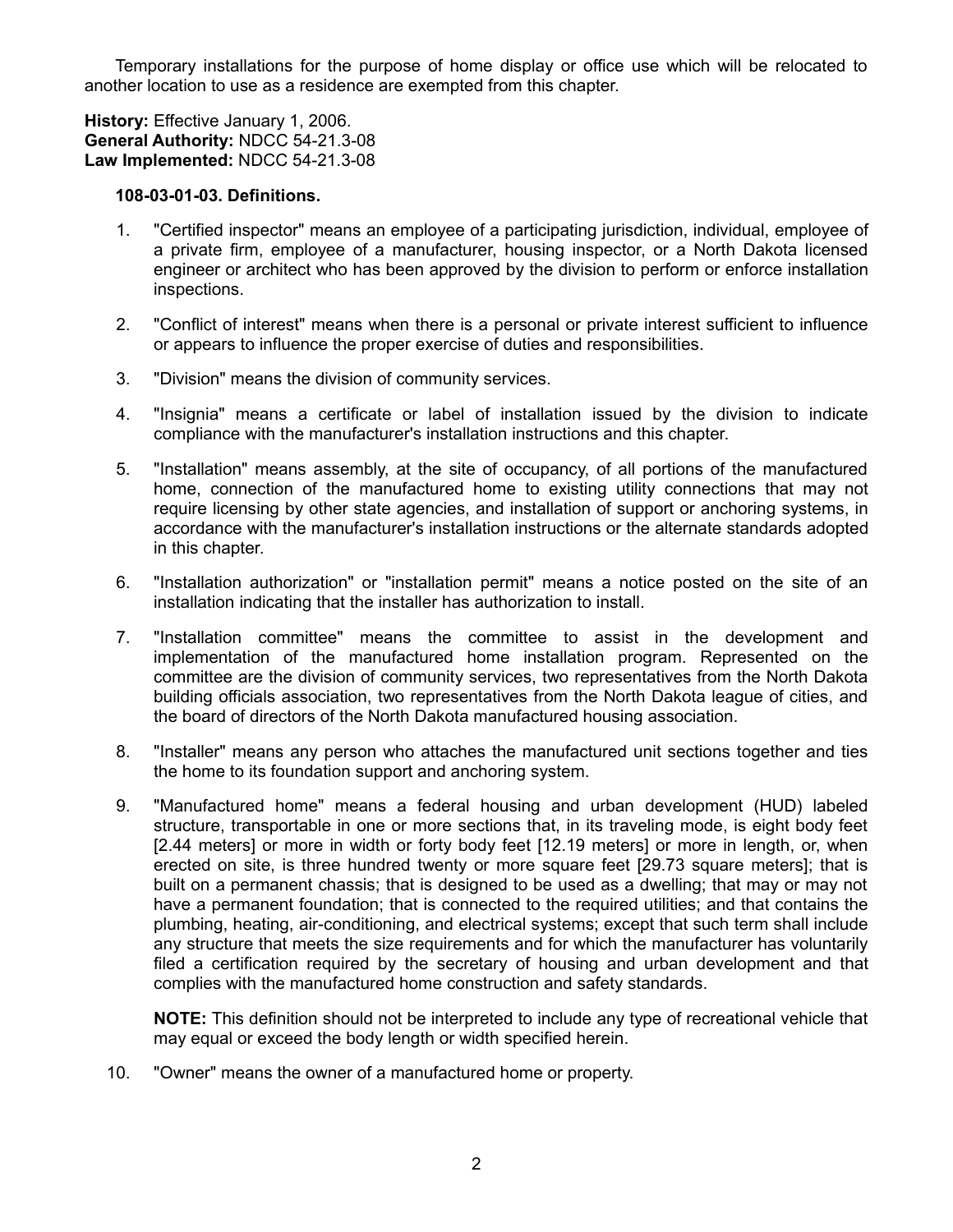Temporary installations for the purpose of home display or office use which will be relocated to another location to use as a residence are exempted from this chapter.

**History:** Effective January 1, 2006.
**General Authority:** NDCC 54-21.3-08
**Law Implemented:** NDCC 54-21.3-08

**108-03-01-03. Definitions.**

1. "Certified inspector" means an employee of a participating jurisdiction, individual, employee of a private firm, employee of a manufacturer, housing inspector, or a North Dakota licensed engineer or architect who has been approved by the division to perform or enforce installation inspections.

2. "Conflict of interest" means when there is a personal or private interest sufficient to influence or appears to influence the proper exercise of duties and responsibilities.

3. "Division" means the division of community services.

4. "Insignia" means a certificate or label of installation issued by the division to indicate compliance with the manufacturer's installation instructions and this chapter.

5. "Installation" means assembly, at the site of occupancy, of all portions of the manufactured home, connection of the manufactured home to existing utility connections that may not require licensing by other state agencies, and installation of support or anchoring systems, in accordance with the manufacturer's installation instructions or the alternate standards adopted in this chapter.

6. "Installation authorization" or "installation permit" means a notice posted on the site of an installation indicating that the installer has authorization to install.

7. "Installation committee" means the committee to assist in the development and implementation of the manufactured home installation program. Represented on the committee are the division of community services, two representatives from the North Dakota building officials association, two representatives from the North Dakota league of cities, and the board of directors of the North Dakota manufactured housing association.

8. "Installer" means any person who attaches the manufactured unit sections together and ties the home to its foundation support and anchoring system.

9. "Manufactured home" means a federal housing and urban development (HUD) labeled structure, transportable in one or more sections that, in its traveling mode, is eight body feet [2.44 meters] or more in width or forty body feet [12.19 meters] or more in length, or, when erected on site, is three hundred twenty or more square feet [29.73 square meters]; that is built on a permanent chassis; that is designed to be used as a dwelling; that may or may not have a permanent foundation; that is connected to the required utilities; and that contains the plumbing, heating, air-conditioning, and electrical systems; except that such term shall include any structure that meets the size requirements and for which the manufacturer has voluntarily filed a certification required by the secretary of housing and urban development and that complies with the manufactured home construction and safety standards.

   **NOTE:** This definition should not be interpreted to include any type of recreational vehicle that may equal or exceed the body length or width specified herein.

10. "Owner" means the owner of a manufactured home or property.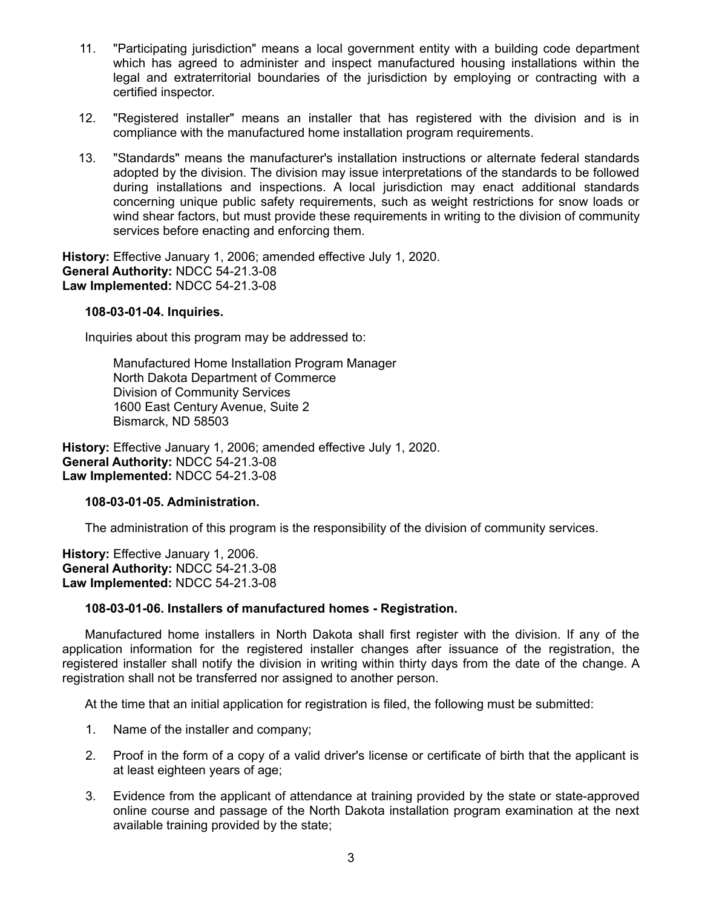11. "Participating jurisdiction" means a local government entity with a building code department which has agreed to administer and inspect manufactured housing installations within the legal and extraterritorial boundaries of the jurisdiction by employing or contracting with a certified inspector.

12. "Registered installer" means an installer that has registered with the division and is in compliance with the manufactured home installation program requirements.

13. "Standards" means the manufacturer's installation instructions or alternate federal standards adopted by the division. The division may issue interpretations of the standards to be followed during installations and inspections. A local jurisdiction may enact additional standards concerning unique public safety requirements, such as weight restrictions for snow loads or wind shear factors, but must provide these requirements in writing to the division of community services before enacting and enforcing them.

**History:** Effective January 1, 2006; amended effective July 1, 2020.
**General Authority:** NDCC 54-21.3-08
**Law Implemented:** NDCC 54-21.3-08

**108-03-01-04. Inquiries.**

Inquiries about this program may be addressed to:

Manufactured Home Installation Program Manager
North Dakota Department of Commerce
Division of Community Services
1600 East Century Avenue, Suite 2
Bismarck, ND 58503

**History:** Effective January 1, 2006; amended effective July 1, 2020.
**General Authority:** NDCC 54-21.3-08
**Law Implemented:** NDCC 54-21.3-08

**108-03-01-05. Administration.**

The administration of this program is the responsibility of the division of community services.

**History:** Effective January 1, 2006.
**General Authority:** NDCC 54-21.3-08
**Law Implemented:** NDCC 54-21.3-08

**108-03-01-06. Installers of manufactured homes - Registration.**

Manufactured home installers in North Dakota shall first register with the division. If any of the application information for the registered installer changes after issuance of the registration, the registered installer shall notify the division in writing within thirty days from the date of the change. A registration shall not be transferred nor assigned to another person.

At the time that an initial application for registration is filed, the following must be submitted:

1. Name of the installer and company;

2. Proof in the form of a copy of a valid driver's license or certificate of birth that the applicant is at least eighteen years of age;

3. Evidence from the applicant of attendance at training provided by the state or state-approved online course and passage of the North Dakota installation program examination at the next available training provided by the state;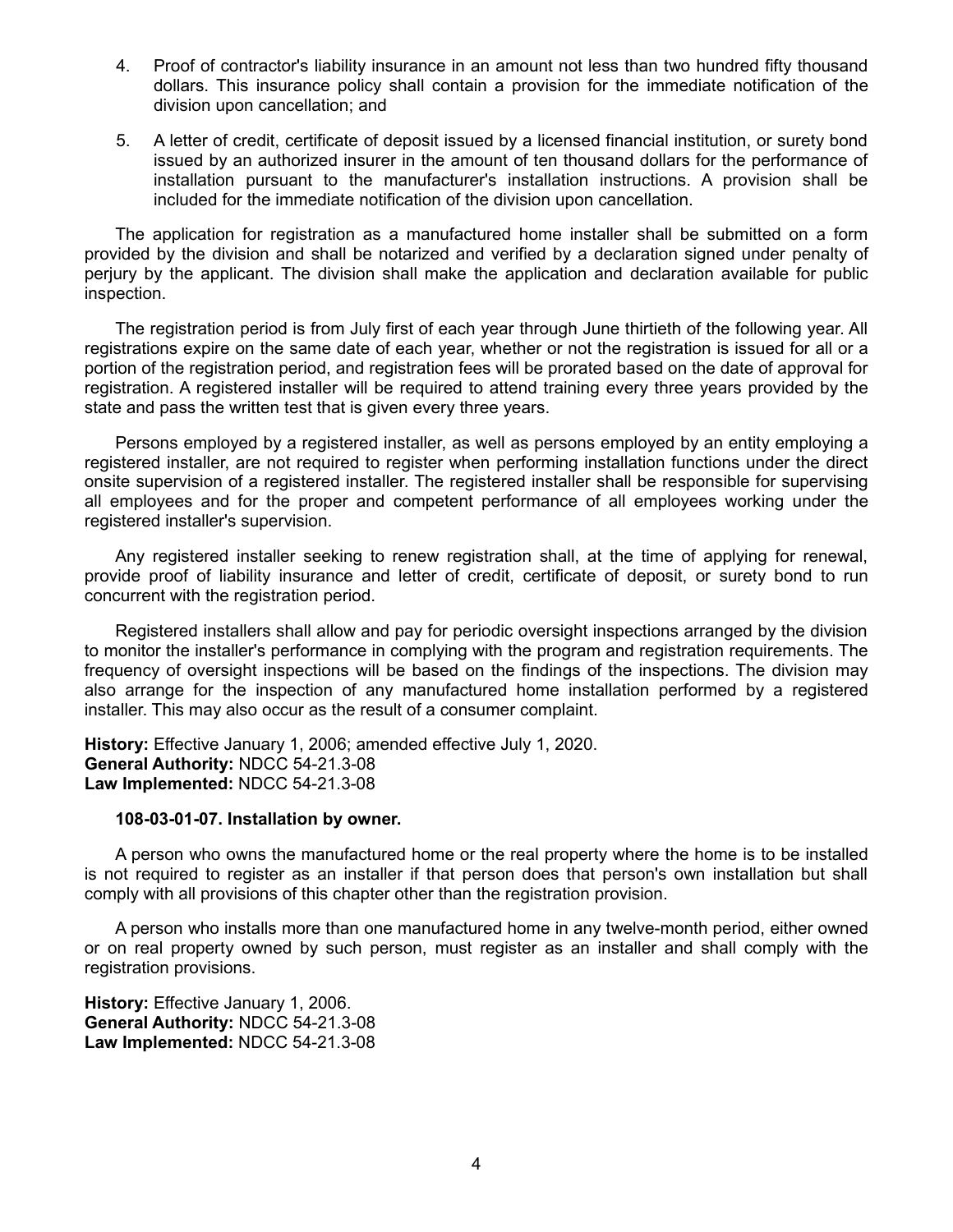4. Proof of contractor's liability insurance in an amount not less than two hundred fifty thousand dollars. This insurance policy shall contain a provision for the immediate notification of the division upon cancellation; and

5. A letter of credit, certificate of deposit issued by a licensed financial institution, or surety bond issued by an authorized insurer in the amount of ten thousand dollars for the performance of installation pursuant to the manufacturer's installation instructions. A provision shall be included for the immediate notification of the division upon cancellation.

The application for registration as a manufactured home installer shall be submitted on a form provided by the division and shall be notarized and verified by a declaration signed under penalty of perjury by the applicant. The division shall make the application and declaration available for public inspection.

The registration period is from July first of each year through June thirtieth of the following year. All registrations expire on the same date of each year, whether or not the registration is issued for all or a portion of the registration period, and registration fees will be prorated based on the date of approval for registration. A registered installer will be required to attend training every three years provided by the state and pass the written test that is given every three years.

Persons employed by a registered installer, as well as persons employed by an entity employing a registered installer, are not required to register when performing installation functions under the direct onsite supervision of a registered installer. The registered installer shall be responsible for supervising all employees and for the proper and competent performance of all employees working under the registered installer's supervision.

Any registered installer seeking to renew registration shall, at the time of applying for renewal, provide proof of liability insurance and letter of credit, certificate of deposit, or surety bond to run concurrent with the registration period.

Registered installers shall allow and pay for periodic oversight inspections arranged by the division to monitor the installer's performance in complying with the program and registration requirements. The frequency of oversight inspections will be based on the findings of the inspections. The division may also arrange for the inspection of any manufactured home installation performed by a registered installer. This may also occur as the result of a consumer complaint.

**History:** Effective January 1, 2006; amended effective July 1, 2020.
**General Authority:** NDCC 54-21.3-08
**Law Implemented:** NDCC 54-21.3-08

**108-03-01-07. Installation by owner.**

A person who owns the manufactured home or the real property where the home is to be installed is not required to register as an installer if that person does that person's own installation but shall comply with all provisions of this chapter other than the registration provision.

A person who installs more than one manufactured home in any twelve-month period, either owned or on real property owned by such person, must register as an installer and shall comply with the registration provisions.

**History:** Effective January 1, 2006.
**General Authority:** NDCC 54-21.3-08
**Law Implemented:** NDCC 54-21.3-08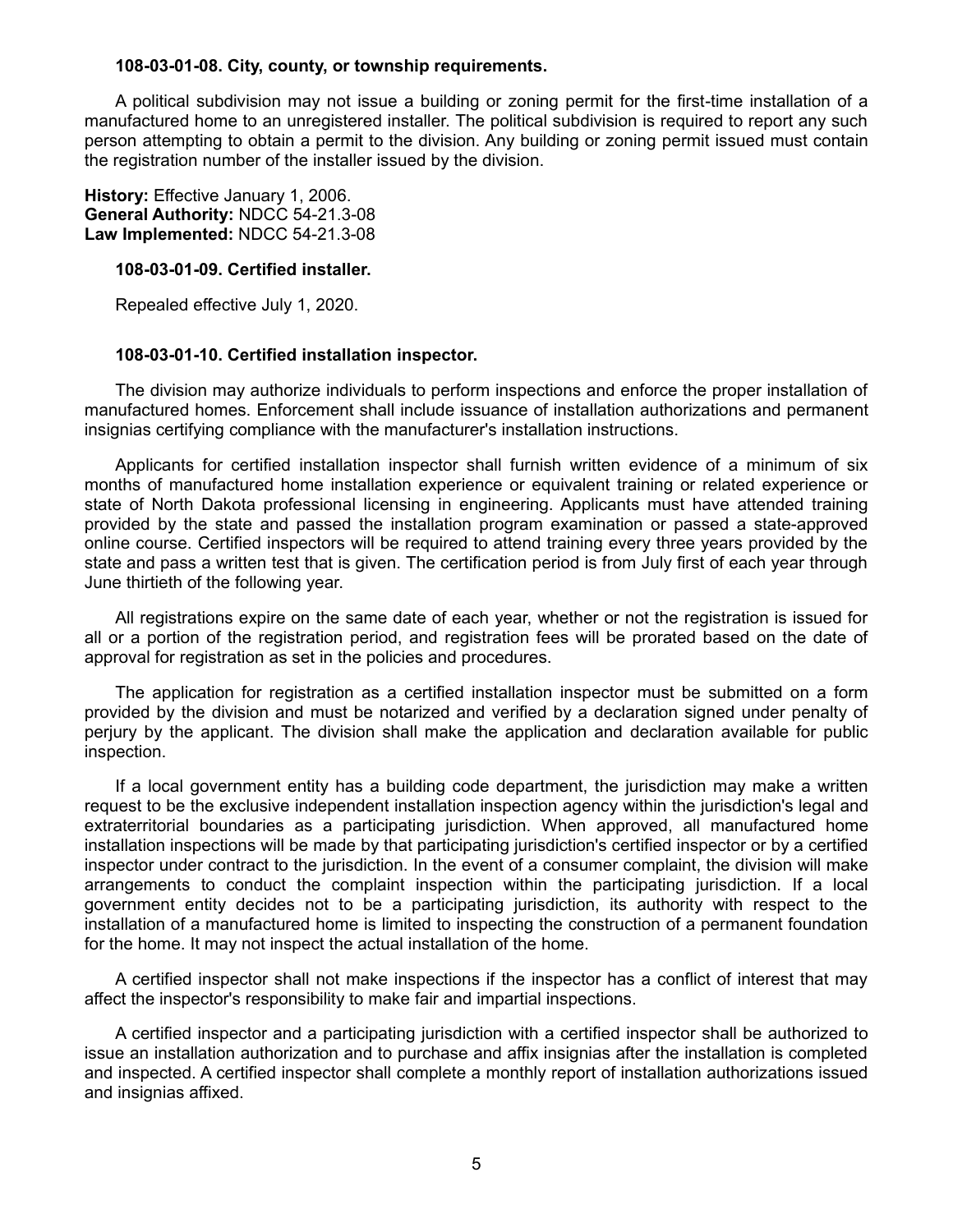**108-03-01-08. City, county, or township requirements.**

A political subdivision may not issue a building or zoning permit for the first-time installation of a manufactured home to an unregistered installer. The political subdivision is required to report any such person attempting to obtain a permit to the division. Any building or zoning permit issued must contain the registration number of the installer issued by the division.

**History:** Effective January 1, 2006.
**General Authority:** NDCC 54-21.3-08
**Law Implemented:** NDCC 54-21.3-08

**108-03-01-09. Certified installer.**

Repealed effective July 1, 2020.

**108-03-01-10. Certified installation inspector.**

The division may authorize individuals to perform inspections and enforce the proper installation of manufactured homes. Enforcement shall include issuance of installation authorizations and permanent insignias certifying compliance with the manufacturer's installation instructions.

Applicants for certified installation inspector shall furnish written evidence of a minimum of six months of manufactured home installation experience or equivalent training or related experience or state of North Dakota professional licensing in engineering. Applicants must have attended training provided by the state and passed the installation program examination or passed a state-approved online course. Certified inspectors will be required to attend training every three years provided by the state and pass a written test that is given. The certification period is from July first of each year through June thirtieth of the following year.

All registrations expire on the same date of each year, whether or not the registration is issued for all or a portion of the registration period, and registration fees will be prorated based on the date of approval for registration as set in the policies and procedures.

The application for registration as a certified installation inspector must be submitted on a form provided by the division and must be notarized and verified by a declaration signed under penalty of perjury by the applicant. The division shall make the application and declaration available for public inspection.

If a local government entity has a building code department, the jurisdiction may make a written request to be the exclusive independent installation inspection agency within the jurisdiction's legal and extraterritorial boundaries as a participating jurisdiction. When approved, all manufactured home installation inspections will be made by that participating jurisdiction's certified inspector or by a certified inspector under contract to the jurisdiction. In the event of a consumer complaint, the division will make arrangements to conduct the complaint inspection within the participating jurisdiction. If a local government entity decides not to be a participating jurisdiction, its authority with respect to the installation of a manufactured home is limited to inspecting the construction of a permanent foundation for the home. It may not inspect the actual installation of the home.

A certified inspector shall not make inspections if the inspector has a conflict of interest that may affect the inspector's responsibility to make fair and impartial inspections.

A certified inspector and a participating jurisdiction with a certified inspector shall be authorized to issue an installation authorization and to purchase and affix insignias after the installation is completed and inspected. A certified inspector shall complete a monthly report of installation authorizations issued and insignias affixed.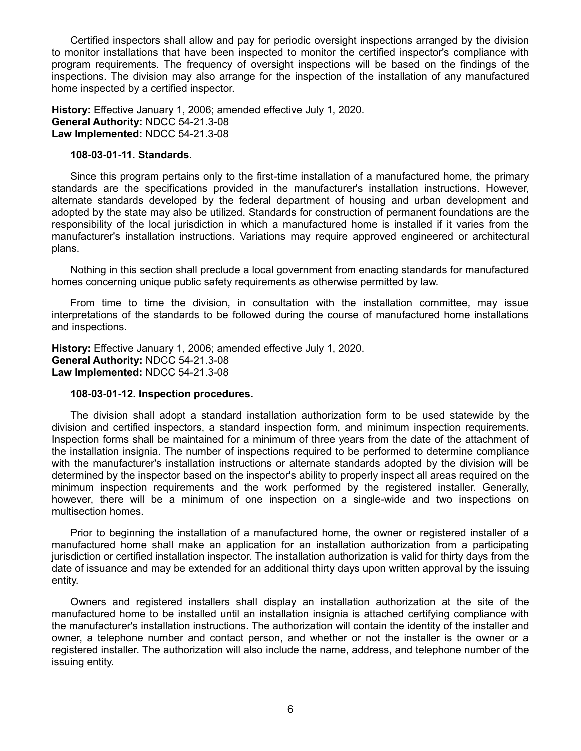Certified inspectors shall allow and pay for periodic oversight inspections arranged by the division to monitor installations that have been inspected to monitor the certified inspector's compliance with program requirements. The frequency of oversight inspections will be based on the findings of the inspections. The division may also arrange for the inspection of the installation of any manufactured home inspected by a certified inspector.

**History:** Effective January 1, 2006; amended effective July 1, 2020.
**General Authority:** NDCC 54-21.3-08
**Law Implemented:** NDCC 54-21.3-08

**108-03-01-11. Standards.**

Since this program pertains only to the first-time installation of a manufactured home, the primary standards are the specifications provided in the manufacturer's installation instructions. However, alternate standards developed by the federal department of housing and urban development and adopted by the state may also be utilized. Standards for construction of permanent foundations are the responsibility of the local jurisdiction in which a manufactured home is installed if it varies from the manufacturer's installation instructions. Variations may require approved engineered or architectural plans.

Nothing in this section shall preclude a local government from enacting standards for manufactured homes concerning unique public safety requirements as otherwise permitted by law.

From time to time the division, in consultation with the installation committee, may issue interpretations of the standards to be followed during the course of manufactured home installations and inspections.

**History:** Effective January 1, 2006; amended effective July 1, 2020.
**General Authority:** NDCC 54-21.3-08
**Law Implemented:** NDCC 54-21.3-08

**108-03-01-12. Inspection procedures.**

The division shall adopt a standard installation authorization form to be used statewide by the division and certified inspectors, a standard inspection form, and minimum inspection requirements. Inspection forms shall be maintained for a minimum of three years from the date of the attachment of the installation insignia. The number of inspections required to be performed to determine compliance with the manufacturer's installation instructions or alternate standards adopted by the division will be determined by the inspector based on the inspector's ability to properly inspect all areas required on the minimum inspection requirements and the work performed by the registered installer. Generally, however, there will be a minimum of one inspection on a single-wide and two inspections on multisection homes.

Prior to beginning the installation of a manufactured home, the owner or registered installer of a manufactured home shall make an application for an installation authorization from a participating jurisdiction or certified installation inspector. The installation authorization is valid for thirty days from the date of issuance and may be extended for an additional thirty days upon written approval by the issuing entity.

Owners and registered installers shall display an installation authorization at the site of the manufactured home to be installed until an installation insignia is attached certifying compliance with the manufacturer's installation instructions. The authorization will contain the identity of the installer and owner, a telephone number and contact person, and whether or not the installer is the owner or a registered installer. The authorization will also include the name, address, and telephone number of the issuing entity.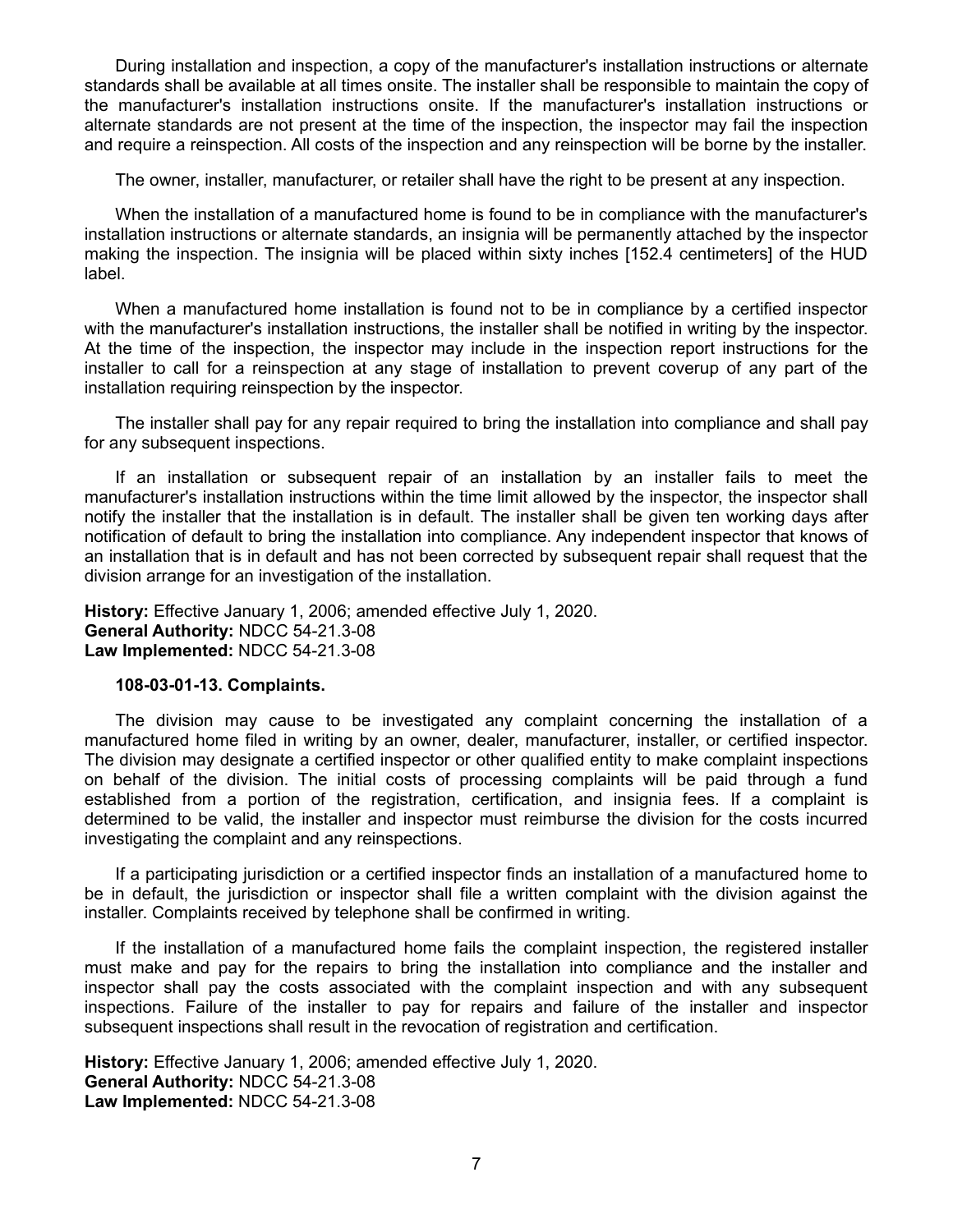During installation and inspection, a copy of the manufacturer's installation instructions or alternate standards shall be available at all times onsite. The installer shall be responsible to maintain the copy of the manufacturer's installation instructions onsite. If the manufacturer's installation instructions or alternate standards are not present at the time of the inspection, the inspector may fail the inspection and require a reinspection. All costs of the inspection and any reinspection will be borne by the installer.

The owner, installer, manufacturer, or retailer shall have the right to be present at any inspection.

When the installation of a manufactured home is found to be in compliance with the manufacturer's installation instructions or alternate standards, an insignia will be permanently attached by the inspector making the inspection. The insignia will be placed within sixty inches [152.4 centimeters] of the HUD label.

When a manufactured home installation is found not to be in compliance by a certified inspector with the manufacturer's installation instructions, the installer shall be notified in writing by the inspector. At the time of the inspection, the inspector may include in the inspection report instructions for the installer to call for a reinspection at any stage of installation to prevent coverup of any part of the installation requiring reinspection by the inspector.

The installer shall pay for any repair required to bring the installation into compliance and shall pay for any subsequent inspections.

If an installation or subsequent repair of an installation by an installer fails to meet the manufacturer's installation instructions within the time limit allowed by the inspector, the inspector shall notify the installer that the installation is in default. The installer shall be given ten working days after notification of default to bring the installation into compliance. Any independent inspector that knows of an installation that is in default and has not been corrected by subsequent repair shall request that the division arrange for an investigation of the installation.

**History:** Effective January 1, 2006; amended effective July 1, 2020.
**General Authority:** NDCC 54-21.3-08
**Law Implemented:** NDCC 54-21.3-08

**108-03-01-13. Complaints.**

The division may cause to be investigated any complaint concerning the installation of a manufactured home filed in writing by an owner, dealer, manufacturer, installer, or certified inspector. The division may designate a certified inspector or other qualified entity to make complaint inspections on behalf of the division. The initial costs of processing complaints will be paid through a fund established from a portion of the registration, certification, and insignia fees. If a complaint is determined to be valid, the installer and inspector must reimburse the division for the costs incurred investigating the complaint and any reinspections.

If a participating jurisdiction or a certified inspector finds an installation of a manufactured home to be in default, the jurisdiction or inspector shall file a written complaint with the division against the installer. Complaints received by telephone shall be confirmed in writing.

If the installation of a manufactured home fails the complaint inspection, the registered installer must make and pay for the repairs to bring the installation into compliance and the installer and inspector shall pay the costs associated with the complaint inspection and with any subsequent inspections. Failure of the installer to pay for repairs and failure of the installer and inspector subsequent inspections shall result in the revocation of registration and certification.

**History:** Effective January 1, 2006; amended effective July 1, 2020.
**General Authority:** NDCC 54-21.3-08
**Law Implemented:** NDCC 54-21.3-08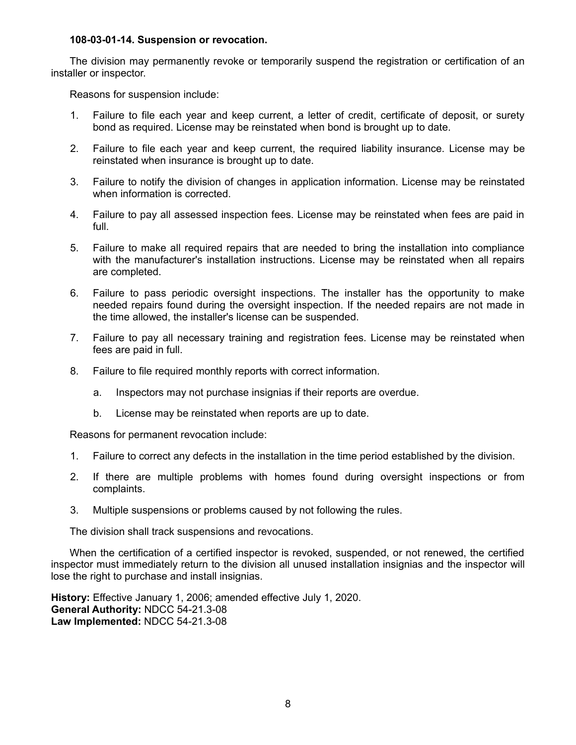**108-03-01-14. Suspension or revocation.**

The division may permanently revoke or temporarily suspend the registration or certification of an installer or inspector.

Reasons for suspension include:

1. Failure to file each year and keep current, a letter of credit, certificate of deposit, or surety bond as required. License may be reinstated when bond is brought up to date.

2. Failure to file each year and keep current, the required liability insurance. License may be reinstated when insurance is brought up to date.

3. Failure to notify the division of changes in application information. License may be reinstated when information is corrected.

4. Failure to pay all assessed inspection fees. License may be reinstated when fees are paid in full.

5. Failure to make all required repairs that are needed to bring the installation into compliance with the manufacturer's installation instructions. License may be reinstated when all repairs are completed.

6. Failure to pass periodic oversight inspections. The installer has the opportunity to make needed repairs found during the oversight inspection. If the needed repairs are not made in the time allowed, the installer's license can be suspended.

7. Failure to pay all necessary training and registration fees. License may be reinstated when fees are paid in full.

8. Failure to file required monthly reports with correct information.

   a. Inspectors may not purchase insignias if their reports are overdue.

   b. License may be reinstated when reports are up to date.

Reasons for permanent revocation include:

1. Failure to correct any defects in the installation in the time period established by the division.

2. If there are multiple problems with homes found during oversight inspections or from complaints.

3. Multiple suspensions or problems caused by not following the rules.

The division shall track suspensions and revocations.

When the certification of a certified inspector is revoked, suspended, or not renewed, the certified inspector must immediately return to the division all unused installation insignias and the inspector will lose the right to purchase and install insignias.

**History:** Effective January 1, 2006; amended effective July 1, 2020.
**General Authority:** NDCC 54-21.3-08
**Law Implemented:** NDCC 54-21.3-08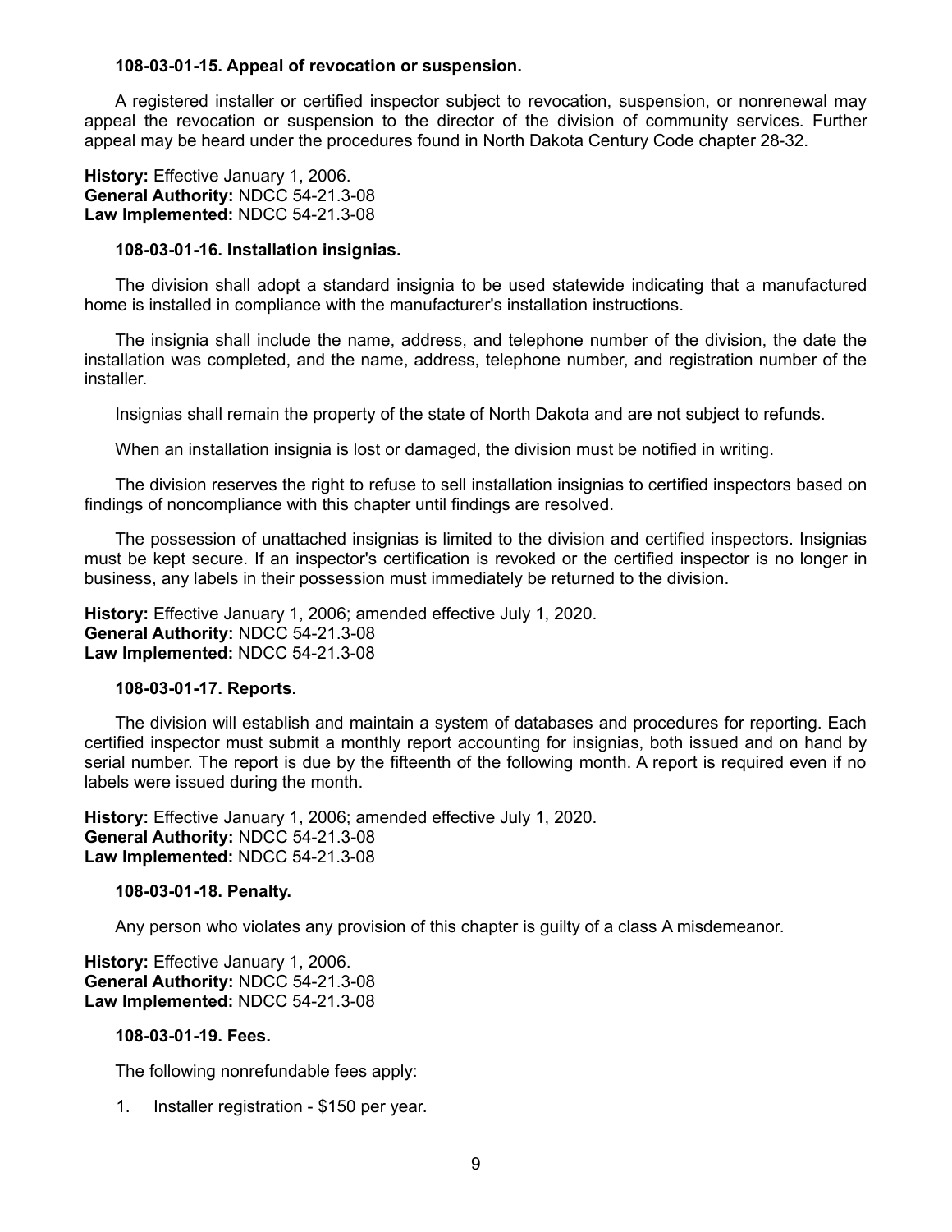**108-03-01-15. Appeal of revocation or suspension.**

A registered installer or certified inspector subject to revocation, suspension, or nonrenewal may appeal the revocation or suspension to the director of the division of community services. Further appeal may be heard under the procedures found in North Dakota Century Code chapter 28-32.

**History:** Effective January 1, 2006.
**General Authority:** NDCC 54-21.3-08
**Law Implemented:** NDCC 54-21.3-08

**108-03-01-16. Installation insignias.**

The division shall adopt a standard insignia to be used statewide indicating that a manufactured home is installed in compliance with the manufacturer's installation instructions.

The insignia shall include the name, address, and telephone number of the division, the date the installation was completed, and the name, address, telephone number, and registration number of the installer.

Insignias shall remain the property of the state of North Dakota and are not subject to refunds.

When an installation insignia is lost or damaged, the division must be notified in writing.

The division reserves the right to refuse to sell installation insignias to certified inspectors based on findings of noncompliance with this chapter until findings are resolved.

The possession of unattached insignias is limited to the division and certified inspectors. Insignias must be kept secure. If an inspector's certification is revoked or the certified inspector is no longer in business, any labels in their possession must immediately be returned to the division.

**History:** Effective January 1, 2006; amended effective July 1, 2020.
**General Authority:** NDCC 54-21.3-08
**Law Implemented:** NDCC 54-21.3-08

**108-03-01-17. Reports.**

The division will establish and maintain a system of databases and procedures for reporting. Each certified inspector must submit a monthly report accounting for insignias, both issued and on hand by serial number. The report is due by the fifteenth of the following month. A report is required even if no labels were issued during the month.

**History:** Effective January 1, 2006; amended effective July 1, 2020.
**General Authority:** NDCC 54-21.3-08
**Law Implemented:** NDCC 54-21.3-08

**108-03-01-18. Penalty.**

Any person who violates any provision of this chapter is guilty of a class A misdemeanor.

**History:** Effective January 1, 2006.
**General Authority:** NDCC 54-21.3-08
**Law Implemented:** NDCC 54-21.3-08

**108-03-01-19. Fees.**

The following nonrefundable fees apply:

1. Installer registration - $150 per year.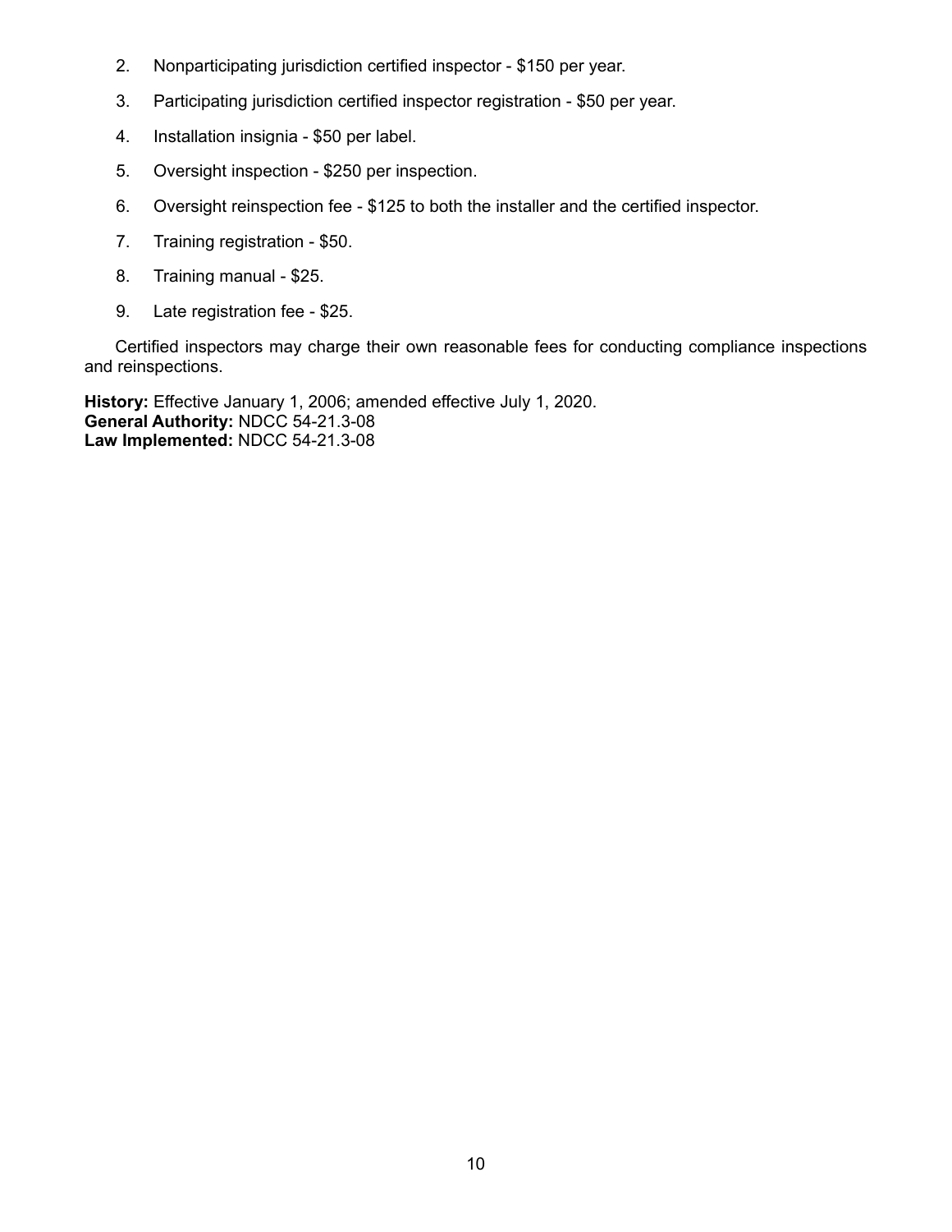2. Nonparticipating jurisdiction certified inspector - $150 per year.
3. Participating jurisdiction certified inspector registration - $50 per year.
4. Installation insignia - $50 per label.
5. Oversight inspection - $250 per inspection.
6. Oversight reinspection fee - $125 to both the installer and the certified inspector.
7. Training registration - $50.
8. Training manual - $25.
9. Late registration fee - $25.

Certified inspectors may charge their own reasonable fees for conducting compliance inspections and reinspections.

**History:** Effective January 1, 2006; amended effective July 1, 2020.
**General Authority:** NDCC 54-21.3-08
**Law Implemented:** NDCC 54-21.3-08